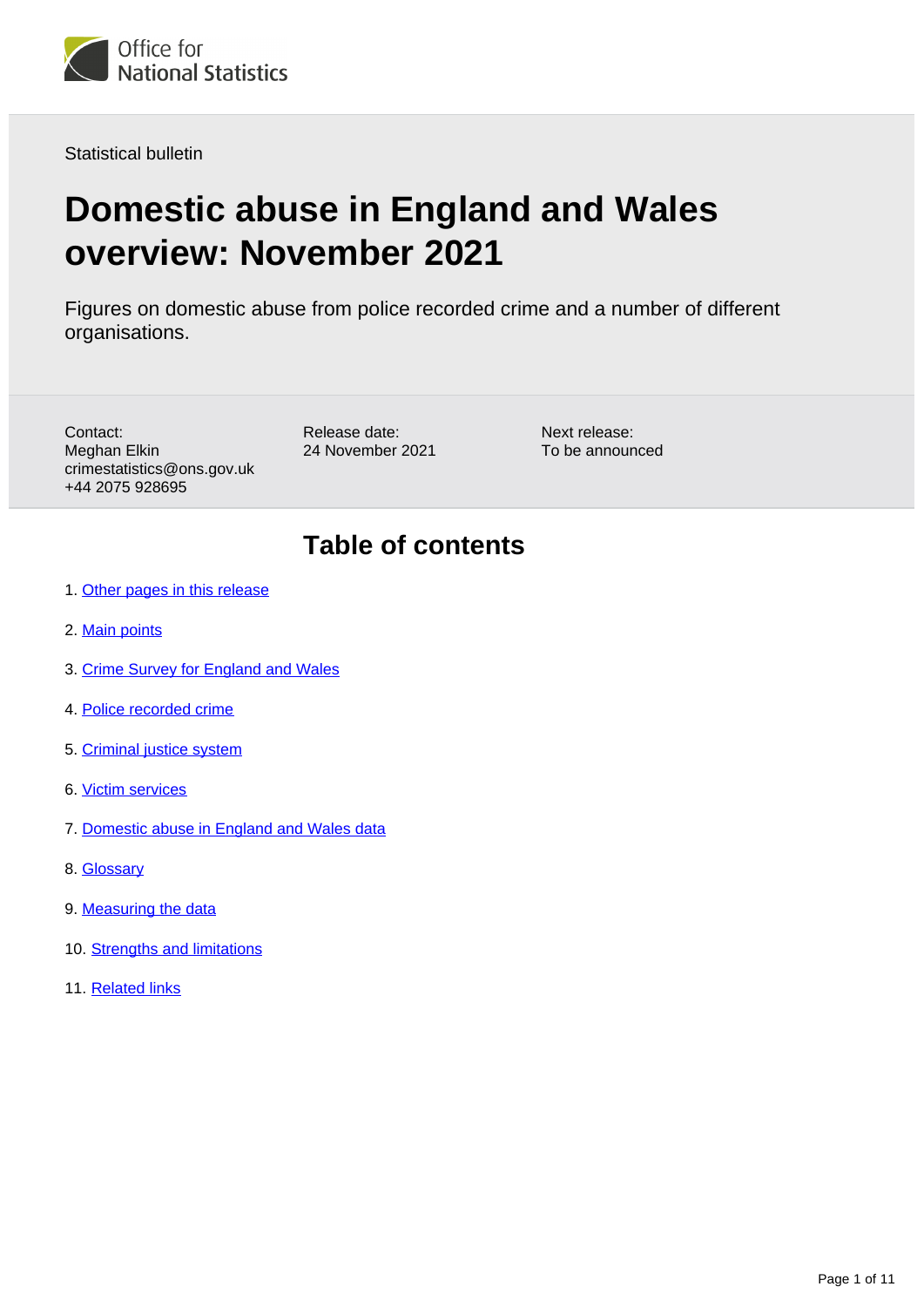Office for National Statistics

Statistical bulletin

# Domestic abuse in England and Wales overview: November 2021

Figures on domestic abuse from police recorded crime and a number of different organisations.

Contact:
Meghan Elkin
crimestatistics@ons.gov.uk
+44 2075 928695

Release date:
24 November 2021

Next release:
To be announced

## Table of contents

1. Other pages in this release
2. Main points
3. Crime Survey for England and Wales
4. Police recorded crime
5. Criminal justice system
6. Victim services
7. Domestic abuse in England and Wales data
8. Glossary
9. Measuring the data
10. Strengths and limitations
11. Related links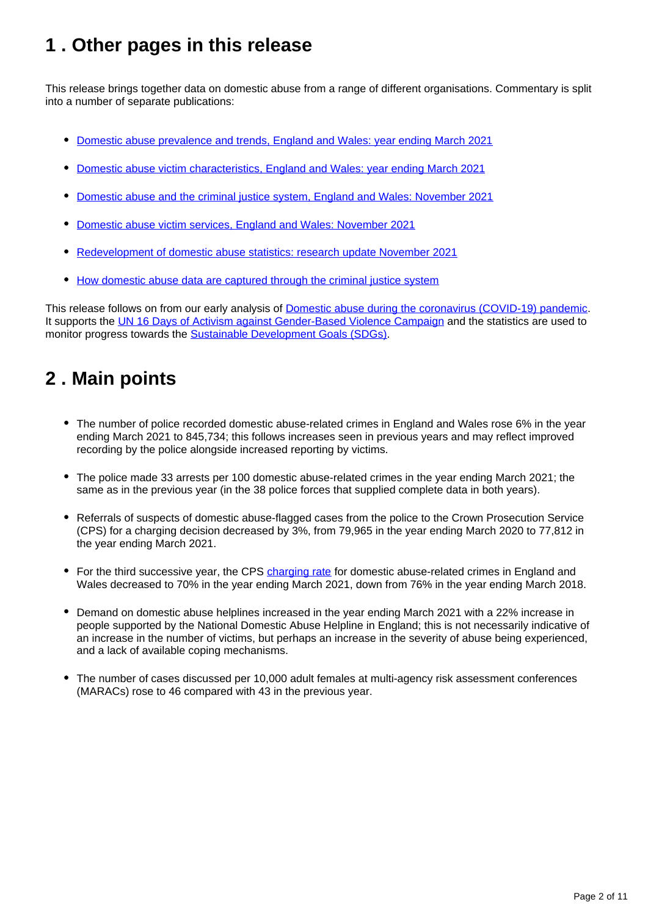## 1 . Other pages in this release

This release brings together data on domestic abuse from a range of different organisations. Commentary is split into a number of separate publications:

- Domestic abuse prevalence and trends, England and Wales: year ending March 2021
- Domestic abuse victim characteristics, England and Wales: year ending March 2021
- Domestic abuse and the criminal justice system, England and Wales: November 2021
- Domestic abuse victim services, England and Wales: November 2021
- Redevelopment of domestic abuse statistics: research update November 2021
- How domestic abuse data are captured through the criminal justice system

This release follows on from our early analysis of Domestic abuse during the coronavirus (COVID-19) pandemic. It supports the UN 16 Days of Activism against Gender-Based Violence Campaign and the statistics are used to monitor progress towards the Sustainable Development Goals (SDGs).

## 2 . Main points

- The number of police recorded domestic abuse-related crimes in England and Wales rose 6% in the year ending March 2021 to 845,734; this follows increases seen in previous years and may reflect improved recording by the police alongside increased reporting by victims.
- The police made 33 arrests per 100 domestic abuse-related crimes in the year ending March 2021; the same as in the previous year (in the 38 police forces that supplied complete data in both years).
- Referrals of suspects of domestic abuse-flagged cases from the police to the Crown Prosecution Service (CPS) for a charging decision decreased by 3%, from 79,965 in the year ending March 2020 to 77,812 in the year ending March 2021.
- For the third successive year, the CPS charging rate for domestic abuse-related crimes in England and Wales decreased to 70% in the year ending March 2021, down from 76% in the year ending March 2018.
- Demand on domestic abuse helplines increased in the year ending March 2021 with a 22% increase in people supported by the National Domestic Abuse Helpline in England; this is not necessarily indicative of an increase in the number of victims, but perhaps an increase in the severity of abuse being experienced, and a lack of available coping mechanisms.
- The number of cases discussed per 10,000 adult females at multi-agency risk assessment conferences (MARACs) rose to 46 compared with 43 in the previous year.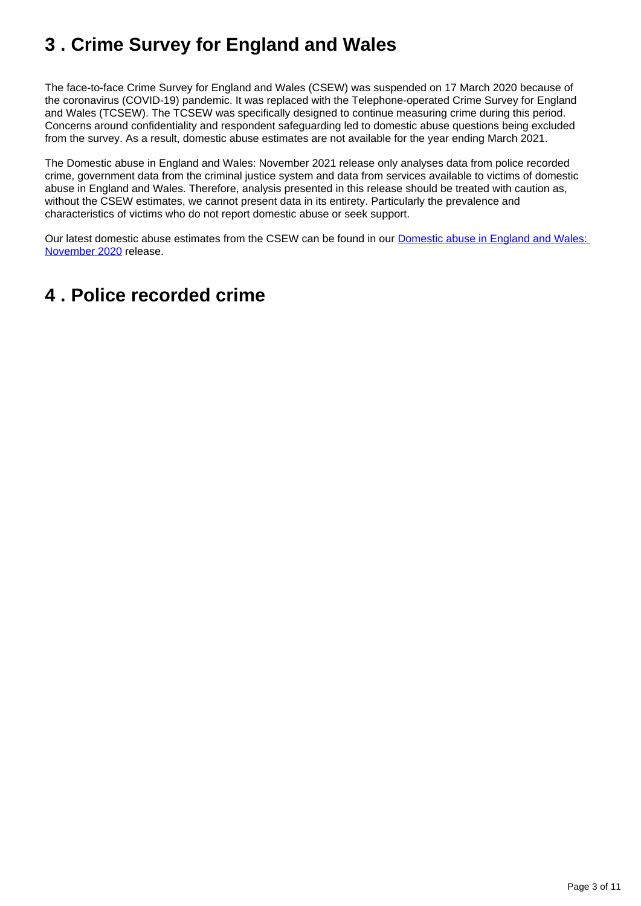## 3 . Crime Survey for England and Wales

The face-to-face Crime Survey for England and Wales (CSEW) was suspended on 17 March 2020 because of the coronavirus (COVID-19) pandemic. It was replaced with the Telephone-operated Crime Survey for England and Wales (TCSEW). The TCSEW was specifically designed to continue measuring crime during this period. Concerns around confidentiality and respondent safeguarding led to domestic abuse questions being excluded from the survey. As a result, domestic abuse estimates are not available for the year ending March 2021.

The Domestic abuse in England and Wales: November 2021 release only analyses data from police recorded crime, government data from the criminal justice system and data from services available to victims of domestic abuse in England and Wales. Therefore, analysis presented in this release should be treated with caution as, without the CSEW estimates, we cannot present data in its entirety. Particularly the prevalence and characteristics of victims who do not report domestic abuse or seek support.

Our latest domestic abuse estimates from the CSEW can be found in our [Domestic abuse in England and Wales: November 2020](#) release.

## 4 . Police recorded crime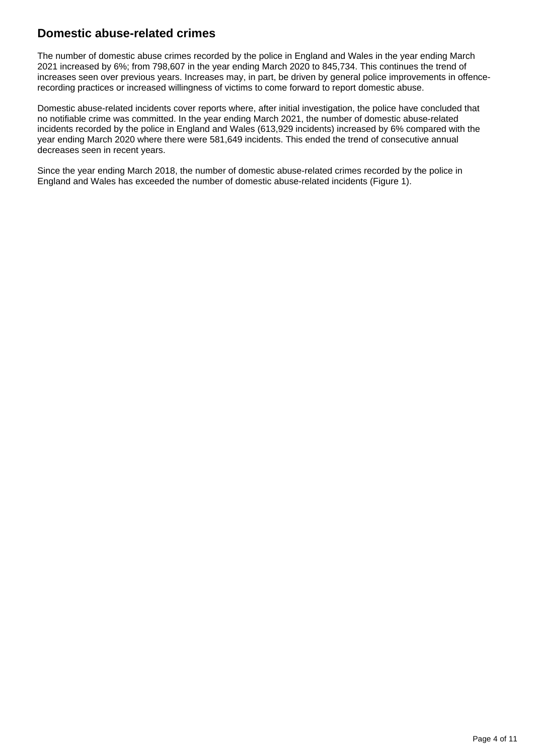## Domestic abuse-related crimes

The number of domestic abuse crimes recorded by the police in England and Wales in the year ending March 2021 increased by 6%; from 798,607 in the year ending March 2020 to 845,734. This continues the trend of increases seen over previous years. Increases may, in part, be driven by general police improvements in offence-recording practices or increased willingness of victims to come forward to report domestic abuse.

Domestic abuse-related incidents cover reports where, after initial investigation, the police have concluded that no notifiable crime was committed. In the year ending March 2021, the number of domestic abuse-related incidents recorded by the police in England and Wales (613,929 incidents) increased by 6% compared with the year ending March 2020 where there were 581,649 incidents. This ended the trend of consecutive annual decreases seen in recent years.

Since the year ending March 2018, the number of domestic abuse-related crimes recorded by the police in England and Wales has exceeded the number of domestic abuse-related incidents (Figure 1).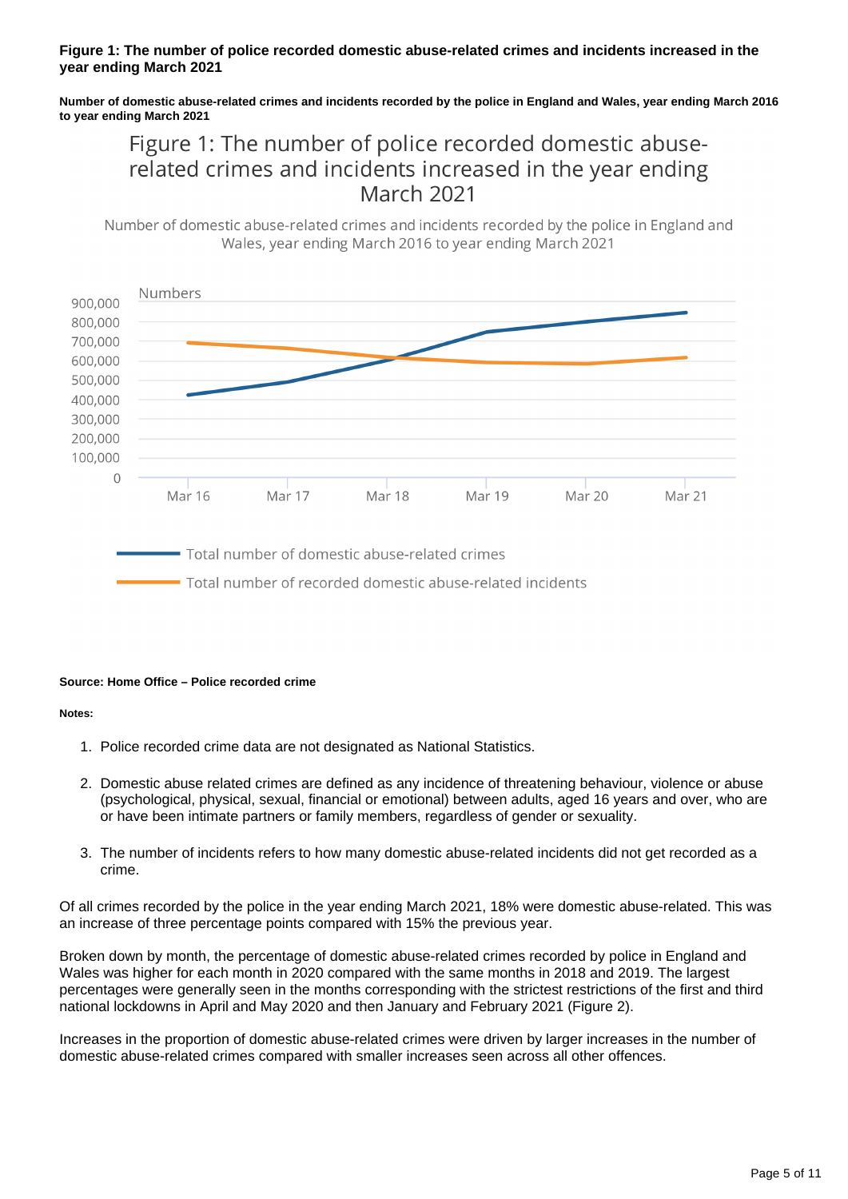**Figure 1: The number of police recorded domestic abuse-related crimes and incidents increased in the year ending March 2021**

**Number of domestic abuse-related crimes and incidents recorded by the police in England and Wales, year ending March 2016 to year ending March 2021**

**Source: Home Office – Police recorded crime**

**Notes:**

1. Police recorded crime data are not designated as National Statistics.
2. Domestic abuse related crimes are defined as any incidence of threatening behaviour, violence or abuse (psychological, physical, sexual, financial or emotional) between adults, aged 16 years and over, who are or have been intimate partners or family members, regardless of gender or sexuality.
3. The number of incidents refers to how many domestic abuse-related incidents did not get recorded as a crime.

Of all crimes recorded by the police in the year ending March 2021, 18% were domestic abuse-related. This was an increase of three percentage points compared with 15% the previous year.

Broken down by month, the percentage of domestic abuse-related crimes recorded by police in England and Wales was higher for each month in 2020 compared with the same months in 2018 and 2019. The largest percentages were generally seen in the months corresponding with the strictest restrictions of the first and third national lockdowns in April and May 2020 and then January and February 2021 (Figure 2).

Increases in the proportion of domestic abuse-related crimes were driven by larger increases in the number of domestic abuse-related crimes compared with smaller increases seen across all other offences.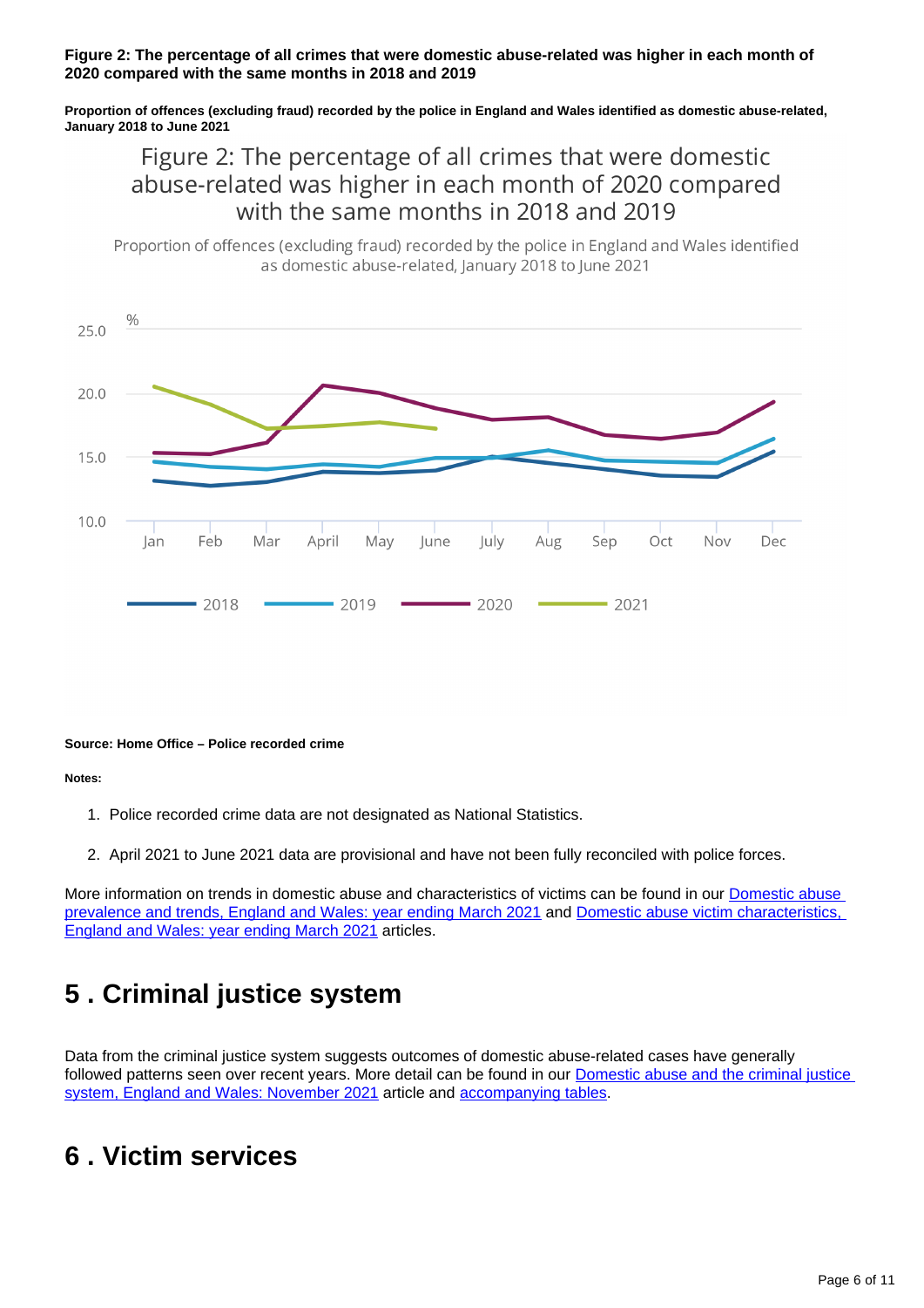**Figure 2: The percentage of all crimes that were domestic abuse-related was higher in each month of 2020 compared with the same months in 2018 and 2019**

**Proportion of offences (excluding fraud) recorded by the police in England and Wales identified as domestic abuse-related, January 2018 to June 2021**

**Source: Home Office – Police recorded crime**

**Notes:**

1. Police recorded crime data are not designated as National Statistics.
2. April 2021 to June 2021 data are provisional and have not been fully reconciled with police forces.

More information on trends in domestic abuse and characteristics of victims can be found in our Domestic abuse prevalence and trends, England and Wales: year ending March 2021 and Domestic abuse victim characteristics, England and Wales: year ending March 2021 articles.

## 5 . Criminal justice system

Data from the criminal justice system suggests outcomes of domestic abuse-related cases have generally followed patterns seen over recent years. More detail can be found in our Domestic abuse and the criminal justice system, England and Wales: November 2021 article and accompanying tables.

## 6 . Victim services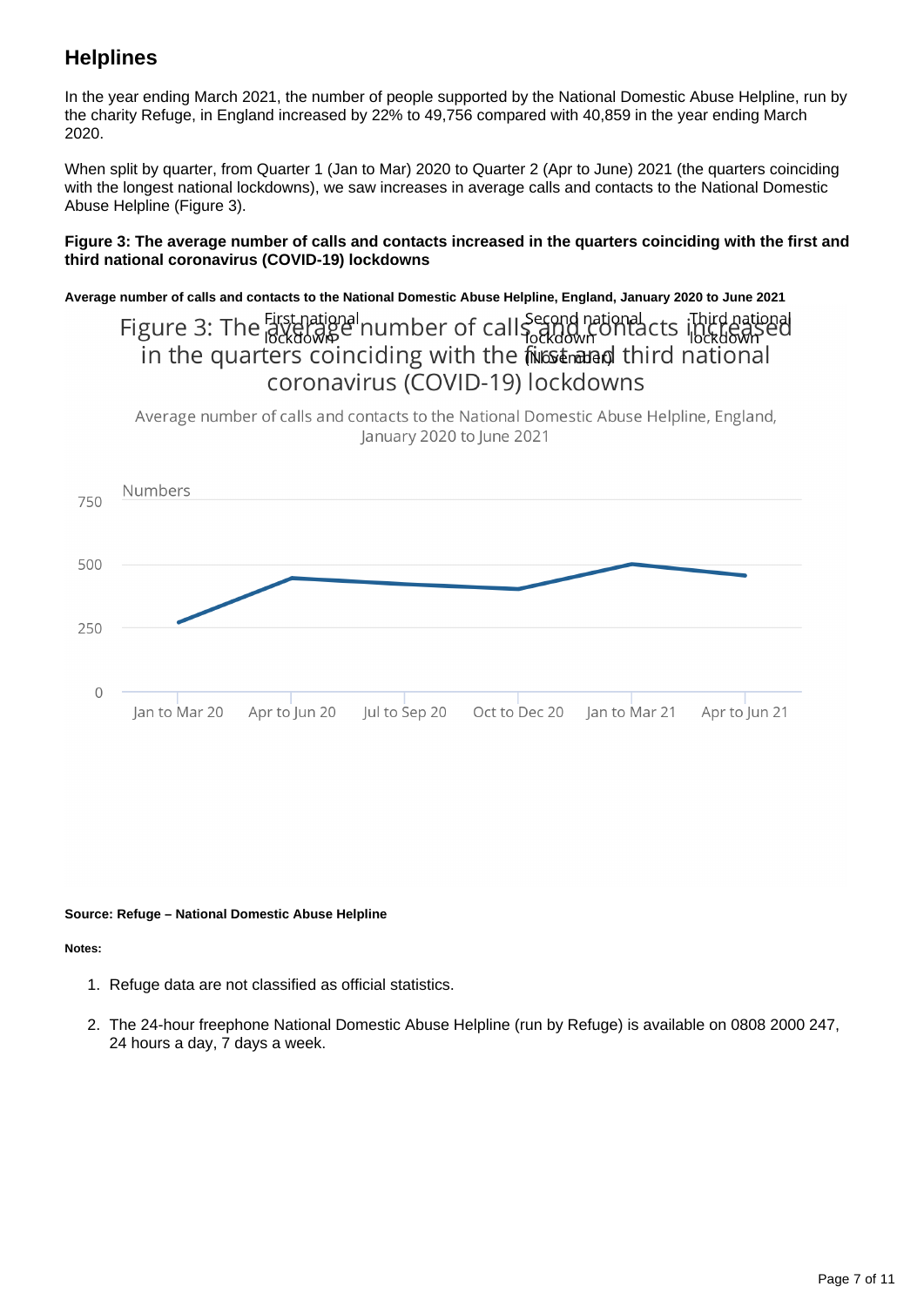## Helplines

In the year ending March 2021, the number of people supported by the National Domestic Abuse Helpline, run by the charity Refuge, in England increased by 22% to 49,756 compared with 40,859 in the year ending March 2020.

When split by quarter, from Quarter 1 (Jan to Mar) 2020 to Quarter 2 (Apr to June) 2021 (the quarters coinciding with the longest national lockdowns), we saw increases in average calls and contacts to the National Domestic Abuse Helpline (Figure 3).

**Figure 3: The average number of calls and contacts increased in the quarters coinciding with the first and third national coronavirus (COVID-19) lockdowns**

**Average number of calls and contacts to the National Domestic Abuse Helpline, England, January 2020 to June 2021**

Figure 3: The average number of calls and contacts increased in the quarters coinciding with the first and third national coronavirus (COVID-19) lockdowns

Average number of calls and contacts to the National Domestic Abuse Helpline, England, January 2020 to June 2021

First national lockdown

Second national lockdown (November)

Third national lockdown

Numbers

750

500

250

0

Jan to Mar 20 | Apr to Jun 20 | Jul to Sep 20 | Oct to Dec 20 | Jan to Mar 21 | Apr to Jun 21

**Source: Refuge – National Domestic Abuse Helpline**

**Notes:**

1. Refuge data are not classified as official statistics.

2. The 24-hour freephone National Domestic Abuse Helpline (run by Refuge) is available on 0808 2000 247, 24 hours a day, 7 days a week.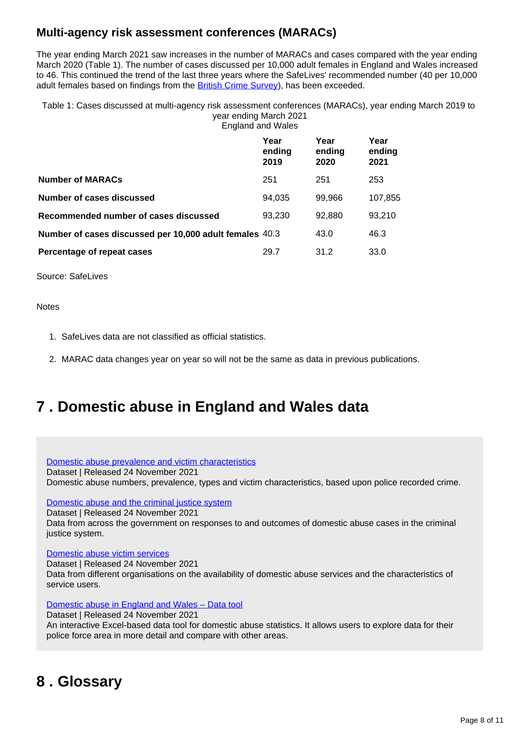### Multi-agency risk assessment conferences (MARACs)

The year ending March 2021 saw increases in the number of MARACs and cases compared with the year ending March 2020 (Table 1). The number of cases discussed per 10,000 adult females in England and Wales increased to 46. This continued the trend of the last three years where the SafeLives' recommended number (40 per 10,000 adult females based on findings from the [British Crime Survey](#)), has been exceeded.

Table 1: Cases discussed at multi-agency risk assessment conferences (MARACs), year ending March 2019 to year ending March 2021
England and Wales

| | Year ending 2019 | Year ending 2020 | Year ending 2021 |
|---|---|---|---|
| **Number of MARACs** | 251 | 251 | 253 |
| **Number of cases discussed** | 94,035 | 99,966 | 107,855 |
| **Recommended number of cases discussed** | 93,230 | 92,880 | 93,210 |
| **Number of cases discussed per 10,000 adult females** | 40.3 | 43.0 | 46.3 |
| **Percentage of repeat cases** | 29.7 | 31.2 | 33.0 |

Source: SafeLives

Notes

1. SafeLives data are not classified as official statistics.
2. MARAC data changes year on year so will not be the same as data in previous publications.

## 7 . Domestic abuse in England and Wales data

[Domestic abuse prevalence and victim characteristics](#)
Dataset | Released 24 November 2021
Domestic abuse numbers, prevalence, types and victim characteristics, based upon police recorded crime.

[Domestic abuse and the criminal justice system](#)
Dataset | Released 24 November 2021
Data from across the government on responses to and outcomes of domestic abuse cases in the criminal justice system.

[Domestic abuse victim services](#)
Dataset | Released 24 November 2021
Data from different organisations on the availability of domestic abuse services and the characteristics of service users.

[Domestic abuse in England and Wales – Data tool](#)
Dataset | Released 24 November 2021
An interactive Excel-based data tool for domestic abuse statistics. It allows users to explore data for their police force area in more detail and compare with other areas.

## 8 . Glossary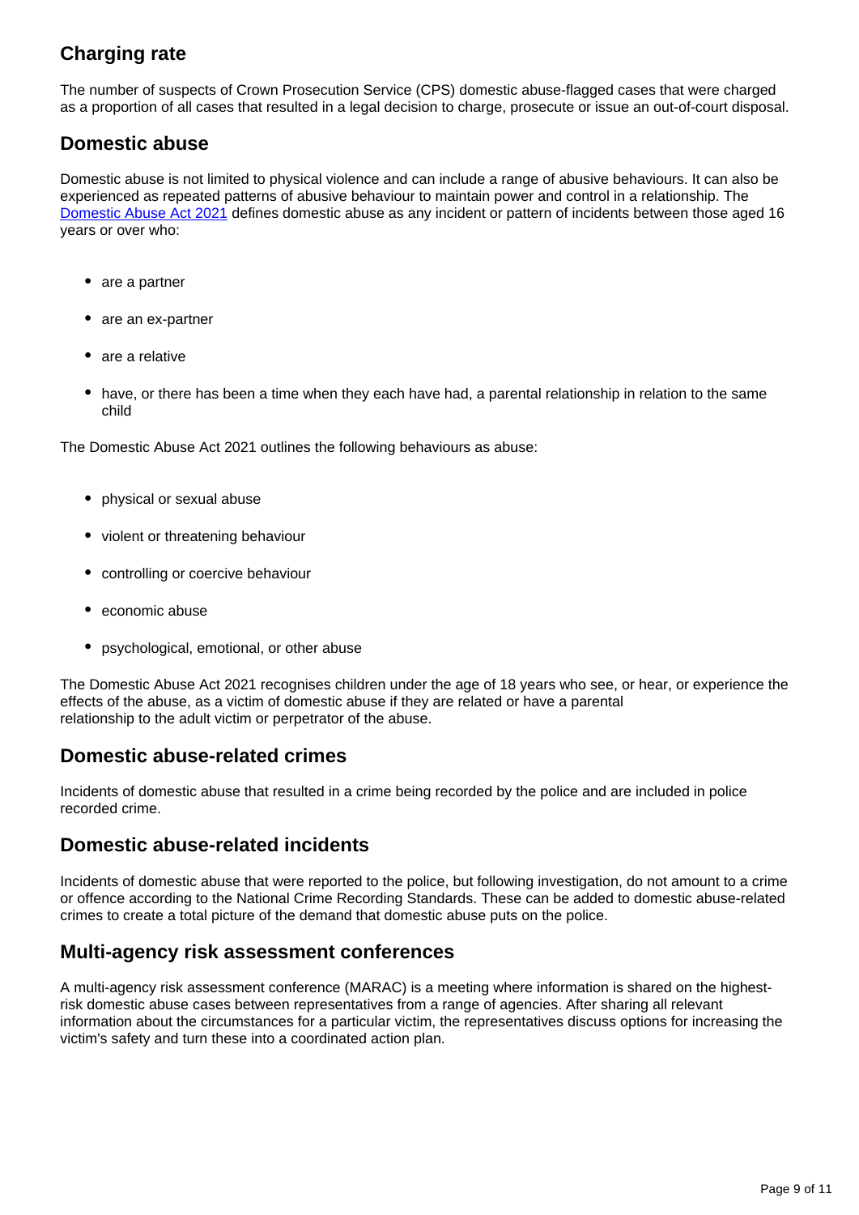## Charging rate

The number of suspects of Crown Prosecution Service (CPS) domestic abuse-flagged cases that were charged as a proportion of all cases that resulted in a legal decision to charge, prosecute or issue an out-of-court disposal.

## Domestic abuse

Domestic abuse is not limited to physical violence and can include a range of abusive behaviours. It can also be experienced as repeated patterns of abusive behaviour to maintain power and control in a relationship. The Domestic Abuse Act 2021 defines domestic abuse as any incident or pattern of incidents between those aged 16 years or over who:

- are a partner
- are an ex-partner
- are a relative
- have, or there has been a time when they each have had, a parental relationship in relation to the same child

The Domestic Abuse Act 2021 outlines the following behaviours as abuse:

- physical or sexual abuse
- violent or threatening behaviour
- controlling or coercive behaviour
- economic abuse
- psychological, emotional, or other abuse

The Domestic Abuse Act 2021 recognises children under the age of 18 years who see, or hear, or experience the effects of the abuse, as a victim of domestic abuse if they are related or have a parental relationship to the adult victim or perpetrator of the abuse.

## Domestic abuse-related crimes

Incidents of domestic abuse that resulted in a crime being recorded by the police and are included in police recorded crime.

## Domestic abuse-related incidents

Incidents of domestic abuse that were reported to the police, but following investigation, do not amount to a crime or offence according to the National Crime Recording Standards. These can be added to domestic abuse-related crimes to create a total picture of the demand that domestic abuse puts on the police.

## Multi-agency risk assessment conferences

A multi-agency risk assessment conference (MARAC) is a meeting where information is shared on the highest-risk domestic abuse cases between representatives from a range of agencies. After sharing all relevant information about the circumstances for a particular victim, the representatives discuss options for increasing the victim's safety and turn these into a coordinated action plan.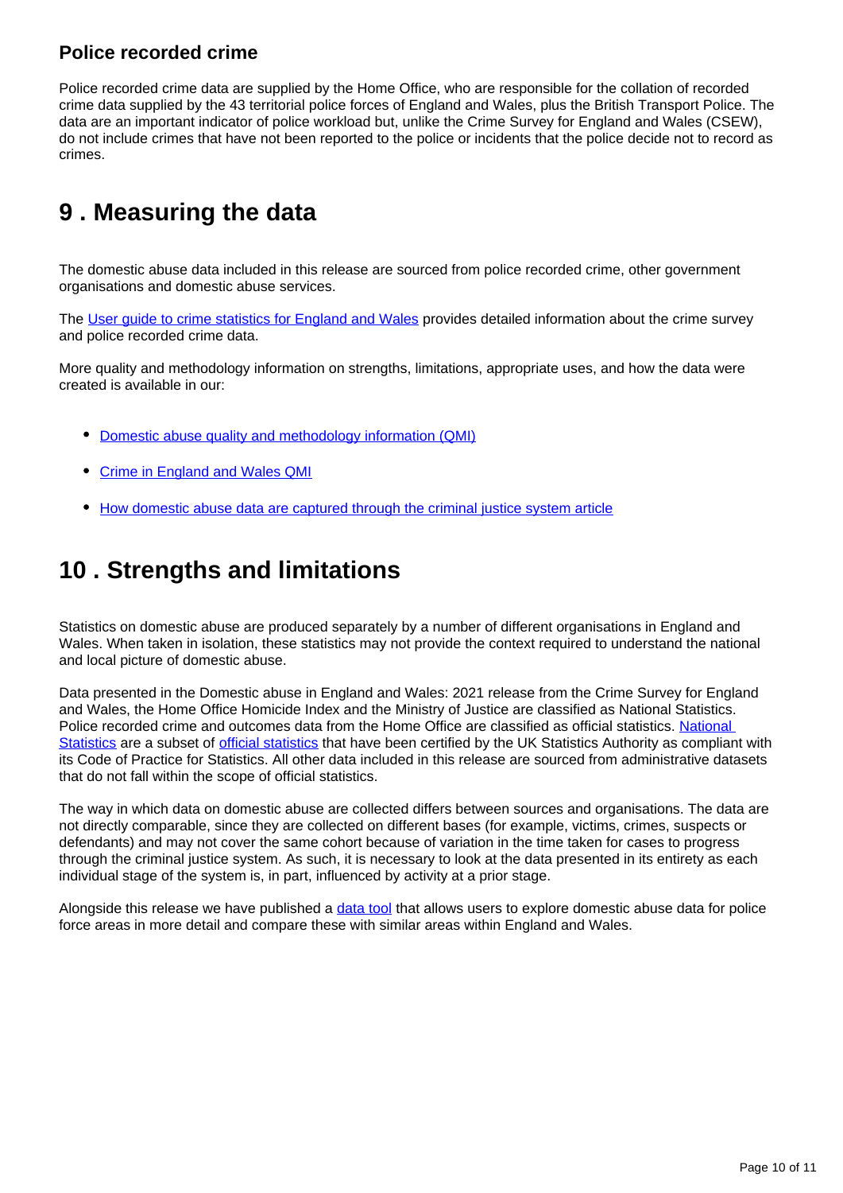### Police recorded crime

Police recorded crime data are supplied by the Home Office, who are responsible for the collation of recorded crime data supplied by the 43 territorial police forces of England and Wales, plus the British Transport Police. The data are an important indicator of police workload but, unlike the Crime Survey for England and Wales (CSEW), do not include crimes that have not been reported to the police or incidents that the police decide not to record as crimes.

## 9 . Measuring the data

The domestic abuse data included in this release are sourced from police recorded crime, other government organisations and domestic abuse services.

The [User guide to crime statistics for England and Wales] provides detailed information about the crime survey and police recorded crime data.

More quality and methodology information on strengths, limitations, appropriate uses, and how the data were created is available in our:

- [Domestic abuse quality and methodology information (QMI)]
- [Crime in England and Wales QMI]
- [How domestic abuse data are captured through the criminal justice system article]

## 10 . Strengths and limitations

Statistics on domestic abuse are produced separately by a number of different organisations in England and Wales. When taken in isolation, these statistics may not provide the context required to understand the national and local picture of domestic abuse.

Data presented in the Domestic abuse in England and Wales: 2021 release from the Crime Survey for England and Wales, the Home Office Homicide Index and the Ministry of Justice are classified as National Statistics. Police recorded crime and outcomes data from the Home Office are classified as official statistics. National Statistics are a subset of official statistics that have been certified by the UK Statistics Authority as compliant with its Code of Practice for Statistics. All other data included in this release are sourced from administrative datasets that do not fall within the scope of official statistics.

The way in which data on domestic abuse are collected differs between sources and organisations. The data are not directly comparable, since they are collected on different bases (for example, victims, crimes, suspects or defendants) and may not cover the same cohort because of variation in the time taken for cases to progress through the criminal justice system. As such, it is necessary to look at the data presented in its entirety as each individual stage of the system is, in part, influenced by activity at a prior stage.

Alongside this release we have published a data tool that allows users to explore domestic abuse data for police force areas in more detail and compare these with similar areas within England and Wales.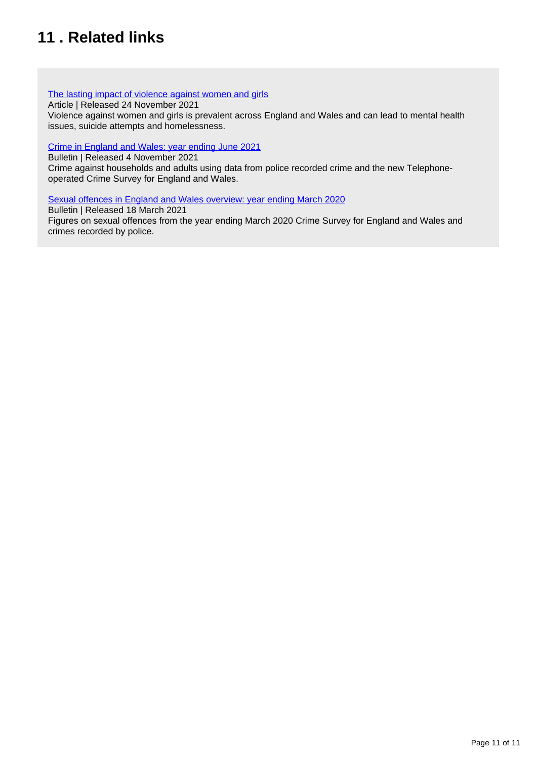## 11 . Related links

[The lasting impact of violence against women and girls](#)
Article | Released 24 November 2021
Violence against women and girls is prevalent across England and Wales and can lead to mental health issues, suicide attempts and homelessness.

[Crime in England and Wales: year ending June 2021](#)
Bulletin | Released 4 November 2021
Crime against households and adults using data from police recorded crime and the new Telephone-operated Crime Survey for England and Wales.

[Sexual offences in England and Wales overview: year ending March 2020](#)
Bulletin | Released 18 March 2021
Figures on sexual offences from the year ending March 2020 Crime Survey for England and Wales and crimes recorded by police.